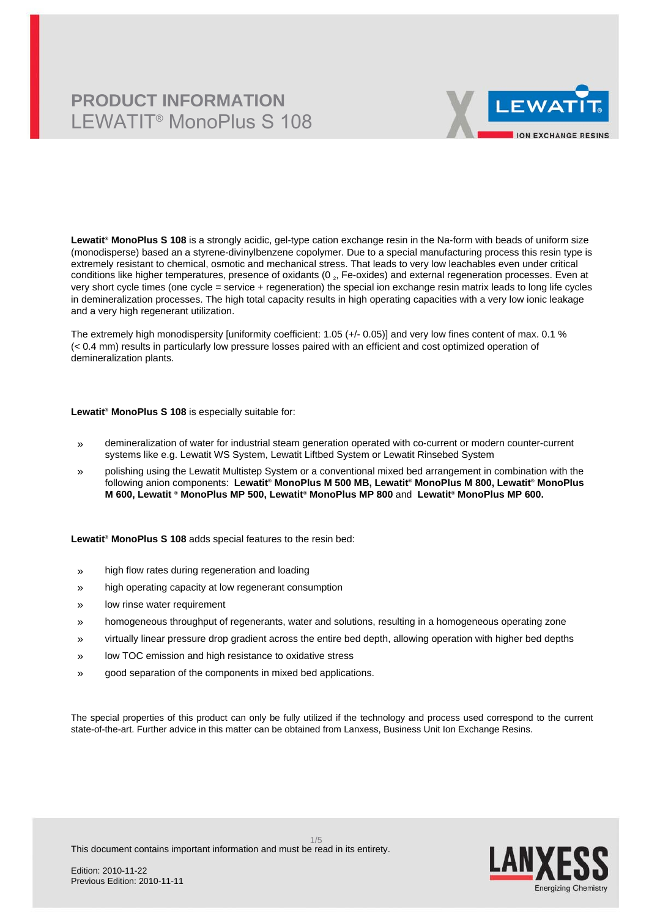# PRODUCT INFORMATION
## LEWATIT® MonoPlus S 108

**Lewatit® MonoPlus S 108** is a strongly acidic, gel-type cation exchange resin in the Na-form with beads of uniform size (monodisperse) based an a styrene-divinylbenzene copolymer. Due to a special manufacturing process this resin type is extremely resistant to chemical, osmotic and mechanical stress. That leads to very low leachables even under critical conditions like higher temperatures, presence of oxidants ($O_2$, Fe-oxides) and external regeneration processes. Even at very short cycle times (one cycle = service + regeneration) the special ion exchange resin matrix leads to long life cycles in demineralization processes. The high total capacity results in high operating capacities with a very low ionic leakage and a very high regenerant utilization.

The extremely high monodispersity [uniformity coefficient: 1.05 (+/- 0.05)] and very low fines content of max. 0.1 % (< 0.4 mm) results in particularly low pressure losses paired with an efficient and cost optimized operation of demineralization plants.

**Lewatit® MonoPlus S 108** is especially suitable for:

- demineralization of water for industrial steam generation operated with co-current or modern counter-current systems like e.g. Lewatit WS System, Lewatit Liftbed System or Lewatit Rinsebed System
- polishing using the Lewatit Multistep System or a conventional mixed bed arrangement in combination with the following anion components: **Lewatit® MonoPlus M 500 MB, Lewatit® MonoPlus M 800, Lewatit® MonoPlus M 600, Lewatit ® MonoPlus MP 500, Lewatit® MonoPlus MP 800** and **Lewatit® MonoPlus MP 600.**

**Lewatit® MonoPlus S 108** adds special features to the resin bed:

- high flow rates during regeneration and loading
- high operating capacity at low regenerant consumption
- low rinse water requirement
- homogeneous throughput of regenerants, water and solutions, resulting in a homogeneous operating zone
- virtually linear pressure drop gradient across the entire bed depth, allowing operation with higher bed depths
- low TOC emission and high resistance to oxidative stress
- good separation of the components in mixed bed applications.

The special properties of this product can only be fully utilized if the technology and process used correspond to the current state-of-the-art. Further advice in this matter can be obtained from Lanxess, Business Unit Ion Exchange Resins.

This document contains important information and must be read in its entirety.

Edition: 2010-11-22
Previous Edition: 2010-11-11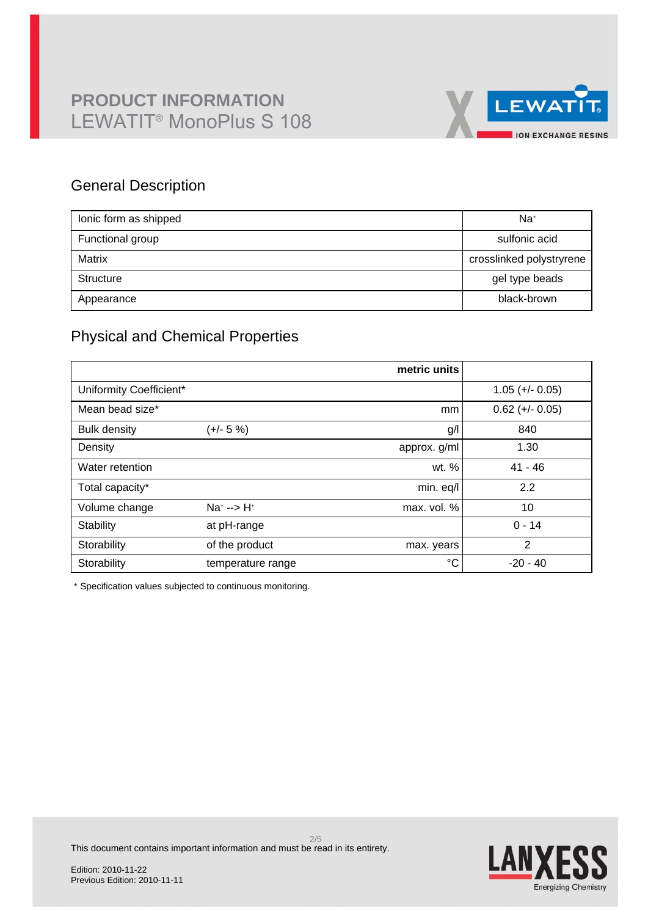# PRODUCT INFORMATION
LEWATIT® MonoPlus S 108

## General Description

| | |
|---|---|
| Ionic form as shipped | $Na^+$ |
| Functional group | sulfonic acid |
| Matrix | crosslinked polystyrene |
| Structure | gel type beads |
| Appearance | black-brown |

## Physical and Chemical Properties

| | | metric units | |
|---|---|---|---|
| Uniformity Coefficient* | | | 1.05 (+/- 0.05) |
| Mean bead size* | | mm | 0.62 (+/- 0.05) |
| Bulk density | (+/- 5 %) | g/l | 840 |
| Density | | approx. g/ml | 1.30 |
| Water retention | | wt. % | 41 - 46 |
| Total capacity* | | min. eq/l | 2.2 |
| Volume change | $Na^+$ --> $H^+$ | max. vol. % | 10 |
| Stability | at pH-range | | 0 - 14 |
| Storability | of the product | max. years | 2 |
| Storability | temperature range | °C | -20 - 40 |

\* Specification values subjected to continuous monitoring.

This document contains important information and must be read in its entirety.

Edition: 2010-11-22
Previous Edition: 2010-11-11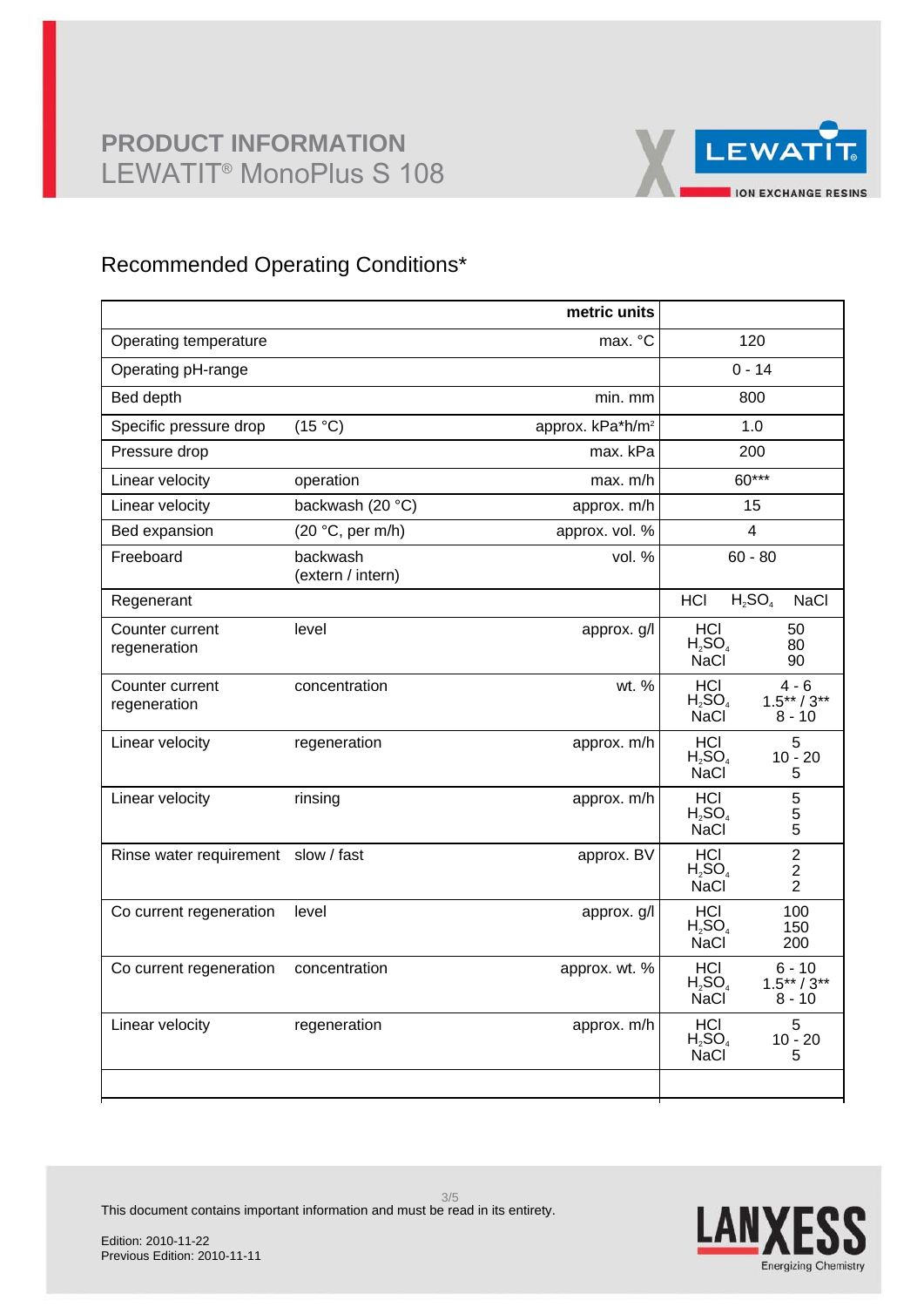# PRODUCT INFORMATION
## LEWATIT® MonoPlus S 108

## Recommended Operating Conditions*

| | | metric units | |
|---|---|---|---|
| Operating temperature | | max. °C | 120 |
| Operating pH-range | | | 0 - 14 |
| Bed depth | | min. mm | 800 |
| Specific pressure drop | (15 °C) | approx. kPa*h/m² | 1.0 |
| Pressure drop | | max. kPa | 200 |
| Linear velocity | operation | max. m/h | 60*** |
| Linear velocity | backwash (20 °C) | approx. m/h | 15 |
| Bed expansion | (20 °C, per m/h) | approx. vol. % | 4 |
| Freeboard | backwash (extern / intern) | vol. % | 60 - 80 |
| Regenerant | | | HCl $H_2SO_4$ NaCl |
| Counter current regeneration | level | approx. g/l | HCl 50<br>$H_2SO_4$ 80<br>NaCl 90 |
| Counter current regeneration | concentration | wt. % | HCl 4 - 6<br>$H_2SO_4$ 1.5** / 3**<br>NaCl 8 - 10 |
| Linear velocity | regeneration | approx. m/h | HCl 5<br>$H_2SO_4$ 10 - 20<br>NaCl 5 |
| Linear velocity | rinsing | approx. m/h | HCl 5<br>$H_2SO_4$ 5<br>NaCl 5 |
| Rinse water requirement | slow / fast | approx. BV | HCl 2<br>$H_2SO_4$ 2<br>NaCl 2 |
| Co current regeneration | level | approx. g/l | HCl 100<br>$H_2SO_4$ 150<br>NaCl 200 |
| Co current regeneration | concentration | approx. wt. % | HCl 6 - 10<br>$H_2SO_4$ 1.5** / 3**<br>NaCl 8 - 10 |
| Linear velocity | regeneration | approx. m/h | HCl 5<br>$H_2SO_4$ 10 - 20<br>NaCl 5 |
| | | | |

This document contains important information and must be read in its entirety.

Edition: 2010-11-22
Previous Edition: 2010-11-11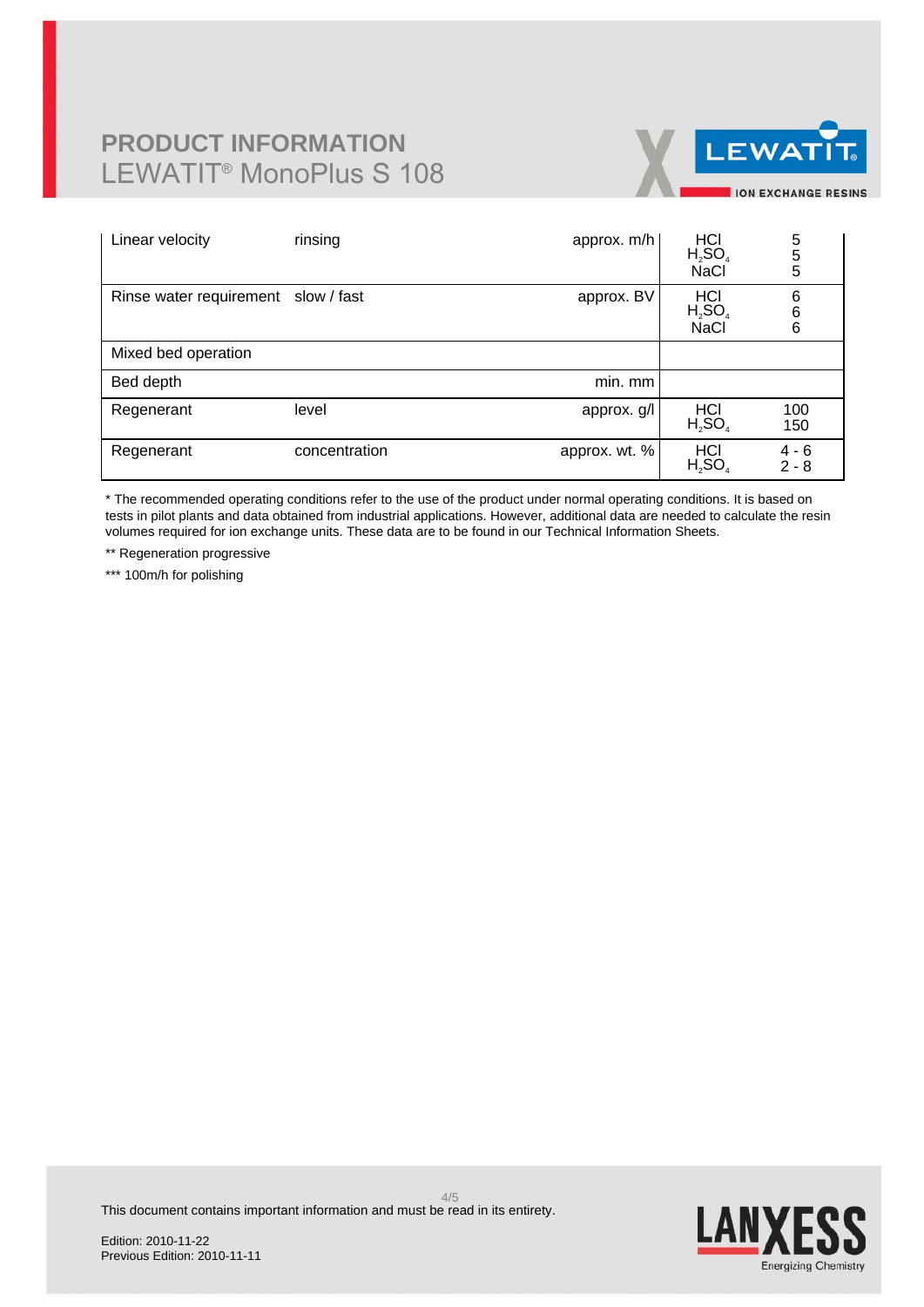| | | | | |
|---|---|---|---|---|
| Linear velocity | rinsing | approx. m/h | HCl<br>$H_2SO_4$<br>NaCl | 5<br>5<br>5 |
| Rinse water requirement | slow / fast | approx. BV | HCl<br>$H_2SO_4$<br>NaCl | 6<br>6<br>6 |
| Mixed bed operation | | | | |
| Bed depth | | min. mm | | |
| Regenerant | level | approx. g/l | HCl<br>$H_2SO_4$ | 100<br>150 |
| Regenerant | concentration | approx. wt. % | HCl<br>$H_2SO_4$ | 4 - 6<br>2 - 8 |

* The recommended operating conditions refer to the use of the product under normal operating conditions. It is based on tests in pilot plants and data obtained from industrial applications. However, additional data are needed to calculate the resin volumes required for ion exchange units. These data are to be found in our Technical Information Sheets.

** Regeneration progressive

*** 100m/h for polishing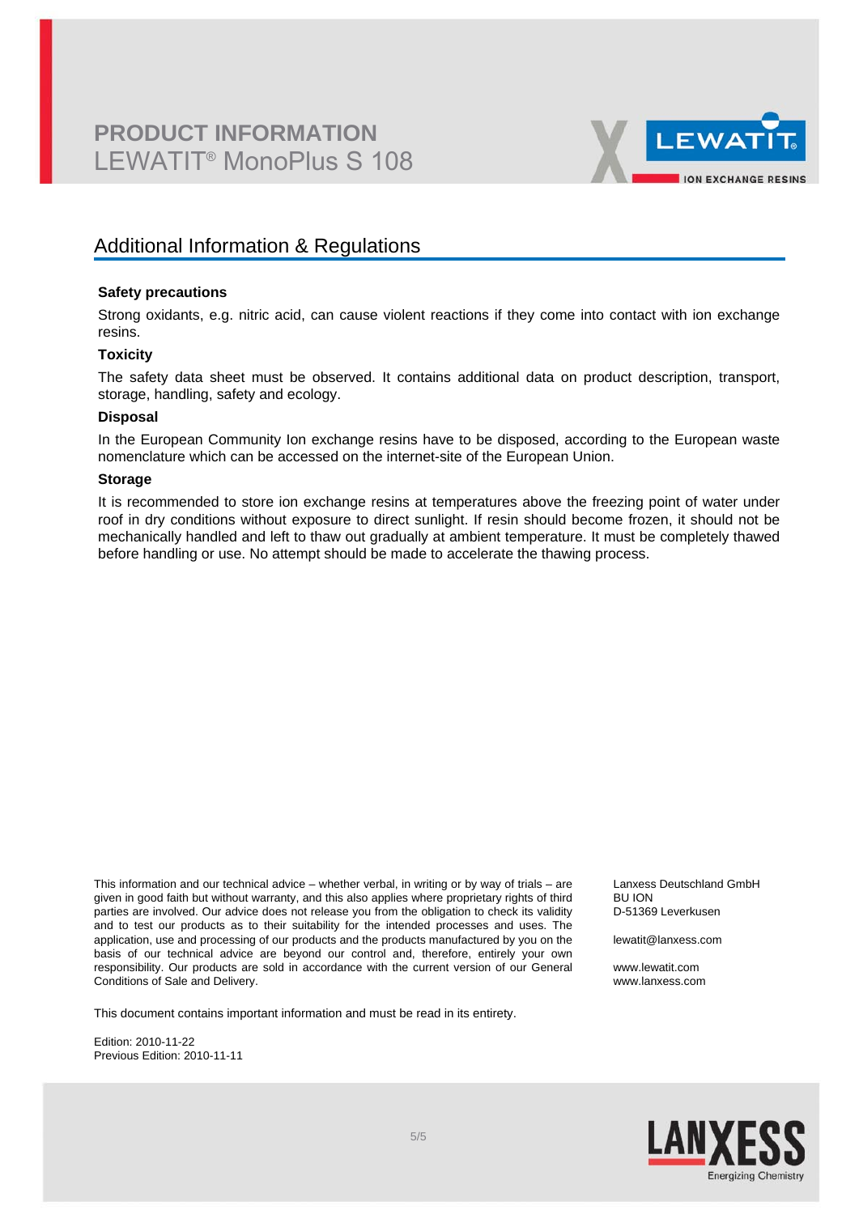## Additional Information & Regulations

### Safety precautions

Strong oxidants, e.g. nitric acid, can cause violent reactions if they come into contact with ion exchange resins.

### Toxicity

The safety data sheet must be observed. It contains additional data on product description, transport, storage, handling, safety and ecology.

### Disposal

In the European Community Ion exchange resins have to be disposed, according to the European waste nomenclature which can be accessed on the internet-site of the European Union.

### Storage

It is recommended to store ion exchange resins at temperatures above the freezing point of water under roof in dry conditions without exposure to direct sunlight. If resin should become frozen, it should not be mechanically handled and left to thaw out gradually at ambient temperature. It must be completely thawed before handling or use. No attempt should be made to accelerate the thawing process.

This information and our technical advice – whether verbal, in writing or by way of trials – are given in good faith but without warranty, and this also applies where proprietary rights of third parties are involved. Our advice does not release you from the obligation to check its validity and to test our products as to their suitability for the intended processes and uses. The application, use and processing of our products and the products manufactured by you on the basis of our technical advice are beyond our control and, therefore, entirely your own responsibility. Our products are sold in accordance with the current version of our General Conditions of Sale and Delivery.

Lanxess Deutschland GmbH
BU ION
D-51369 Leverkusen

lewatit@lanxess.com

www.lewatit.com
www.lanxess.com

This document contains important information and must be read in its entirety.

Edition: 2010-11-22
Previous Edition: 2010-11-11